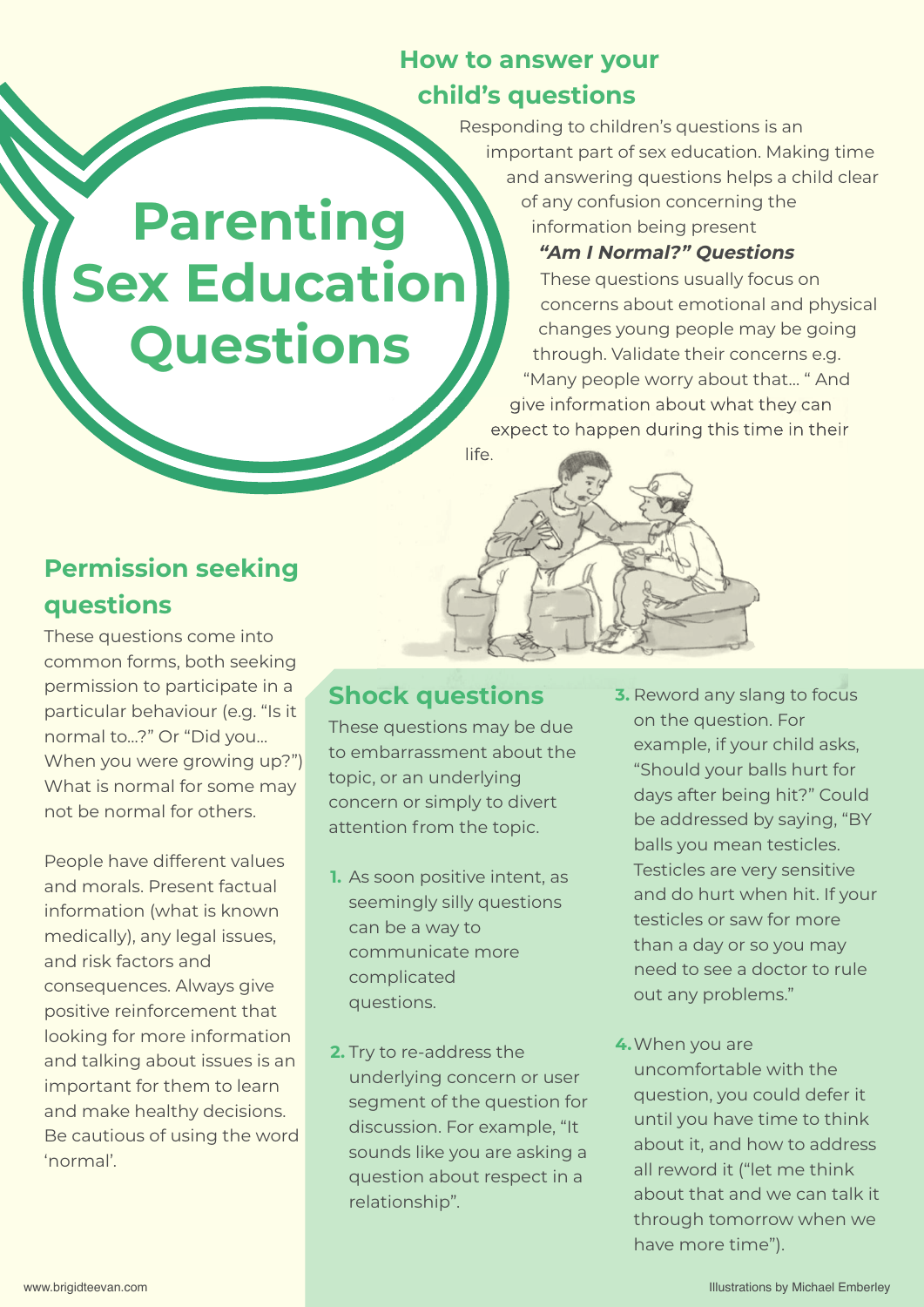# Parenting Sex Education Questions

## How to answer your child's questions

Responding to children's questions is an important part of sex education. Making time and answering questions helps a child clear of any confusion concerning the information being present

### *"Am I Normal?" Questions*

These questions usually focus on concerns about emotional and physical changes young people may be going through. Validate their concerns e.g. "Many people worry about that… " And give information about what they can expect to happen during this time in their life.

## Permission seeking questions

These questions come into common forms, both seeking permission to participate in a particular behaviour (e.g. "Is it normal to…?" Or "Did you… When you were growing up?") What is normal for some may not be normal for others.

People have different values and morals. Present factual information (what is known medically), any legal issues, and risk factors and consequences. Always give positive reinforcement that looking for more information and talking about issues is an important for them to learn and make healthy decisions. Be cautious of using the word 'normal'.

## Shock questions

These questions may be due to embarrassment about the topic, or an underlying concern or simply to divert attention from the topic.

1. As soon positive intent, as seemingly silly questions can be a way to communicate more complicated questions.
2. Try to re-address the underlying concern or user segment of the question for discussion. For example, "It sounds like you are asking a question about respect in a relationship".
3. Reword any slang to focus on the question. For example, if your child asks, "Should your balls hurt for days after being hit?" Could be addressed by saying, "BY balls you mean testicles. Testicles are very sensitive and do hurt when hit. If your testicles or saw for more than a day or so you may need to see a doctor to rule out any problems."
4. When you are uncomfortable with the question, you could defer it until you have time to think about it, and how to address all reword it ("let me think about that and we can talk it through tomorrow when we have more time").

www.brigidteevan.com

Illustrations by Michael Emberley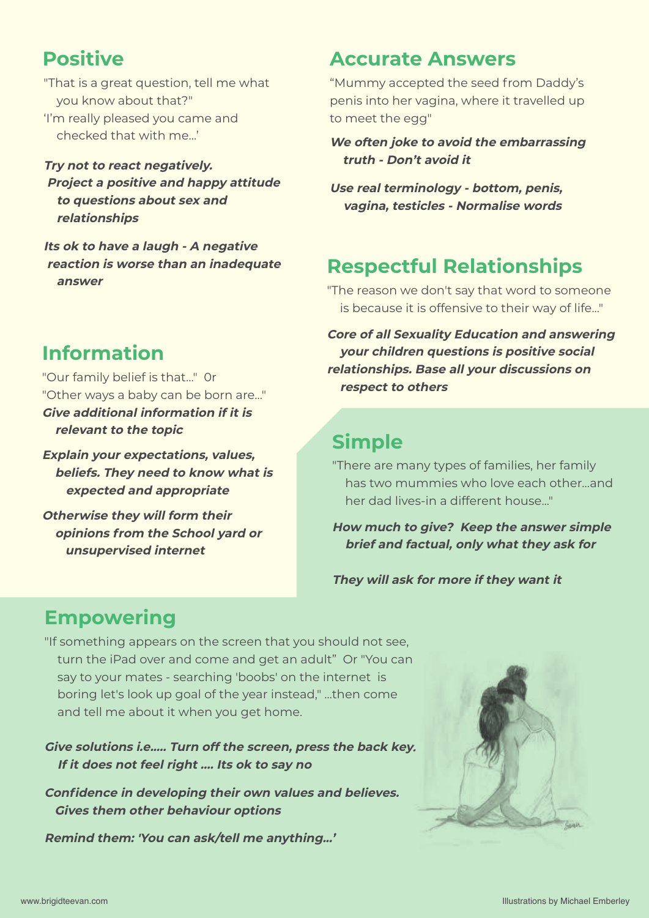## Positive

"That is a great question, tell me what you know about that?"
'I'm really pleased you came and checked that with me...'

***Try not to react negatively. Project a positive and happy attitude to questions about sex and relationships***

***Its ok to have a laugh - A negative reaction is worse than an inadequate answer***

## Information

"Our family belief is that..." Or
"Other ways a baby can be born are..."
***Give additional information if it is relevant to the topic***

***Explain your expectations, values, beliefs. They need to know what is expected and appropriate***

***Otherwise they will form their opinions from the School yard or unsupervised internet***

## Accurate Answers

"Mummy accepted the seed from Daddy's penis into her vagina, where it travelled up to meet the egg"

***We often joke to avoid the embarrassing truth - Don't avoid it***

***Use real terminology - bottom, penis, vagina, testicles - Normalise words***

## Respectful Relationships

"The reason we don't say that word to someone is because it is offensive to their way of life..."

***Core of all Sexuality Education and answering your children questions is positive social relationships. Base all your discussions on respect to others***

## Simple

"There are many types of families, her family has two mummies who love each other...and her dad lives-in a different house..."

***How much to give? Keep the answer simple brief and factual, only what they ask for***

***They will ask for more if they want it***

## Empowering

"If something appears on the screen that you should not see, turn the iPad over and come and get an adult" Or "You can say to your mates - searching 'boobs' on the internet is boring let's look up goal of the year instead," ...then come and tell me about it when you get home.

***Give solutions i.e..... Turn off the screen, press the back key. If it does not feel right .... Its ok to say no***

***Confidence in developing their own values and believes. Gives them other behaviour options***

***Remind them: 'You can ask/tell me anything...'***

www.brigidteevan.com

Illustrations by Michael Emberley